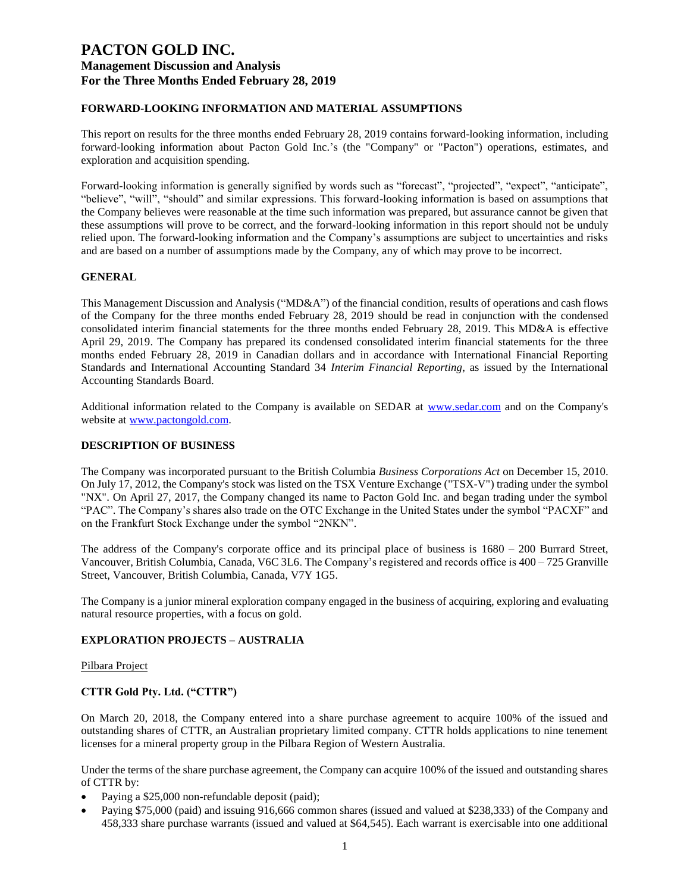# PACTON GOLD INC.

## Management Discussion and Analysis
## For the Three Months Ended February 28, 2019

### FORWARD-LOOKING INFORMATION AND MATERIAL ASSUMPTIONS

This report on results for the three months ended February 28, 2019 contains forward-looking information, including forward-looking information about Pacton Gold Inc.'s (the "Company" or "Pacton") operations, estimates, and exploration and acquisition spending.

Forward-looking information is generally signified by words such as "forecast", "projected", "expect", "anticipate", "believe", "will", "should" and similar expressions. This forward-looking information is based on assumptions that the Company believes were reasonable at the time such information was prepared, but assurance cannot be given that these assumptions will prove to be correct, and the forward-looking information in this report should not be unduly relied upon. The forward-looking information and the Company's assumptions are subject to uncertainties and risks and are based on a number of assumptions made by the Company, any of which may prove to be incorrect.

### GENERAL

This Management Discussion and Analysis ("MD&A") of the financial condition, results of operations and cash flows of the Company for the three months ended February 28, 2019 should be read in conjunction with the condensed consolidated interim financial statements for the three months ended February 28, 2019. This MD&A is effective April 29, 2019. The Company has prepared its condensed consolidated interim financial statements for the three months ended February 28, 2019 in Canadian dollars and in accordance with International Financial Reporting Standards and International Accounting Standard 34 *Interim Financial Reporting*, as issued by the International Accounting Standards Board.

Additional information related to the Company is available on SEDAR at www.sedar.com and on the Company's website at www.pactongold.com.

### DESCRIPTION OF BUSINESS

The Company was incorporated pursuant to the British Columbia *Business Corporations Act* on December 15, 2010. On July 17, 2012, the Company's stock was listed on the TSX Venture Exchange ("TSX-V") trading under the symbol "NX". On April 27, 2017, the Company changed its name to Pacton Gold Inc. and began trading under the symbol "PAC". The Company's shares also trade on the OTC Exchange in the United States under the symbol "PACXF" and on the Frankfurt Stock Exchange under the symbol "2NKN".

The address of the Company's corporate office and its principal place of business is 1680 – 200 Burrard Street, Vancouver, British Columbia, Canada, V6C 3L6. The Company's registered and records office is 400 – 725 Granville Street, Vancouver, British Columbia, Canada, V7Y 1G5.

The Company is a junior mineral exploration company engaged in the business of acquiring, exploring and evaluating natural resource properties, with a focus on gold.

### EXPLORATION PROJECTS – AUSTRALIA

Pilbara Project

**CTTR Gold Pty. Ltd. ("CTTR")**

On March 20, 2018, the Company entered into a share purchase agreement to acquire 100% of the issued and outstanding shares of CTTR, an Australian proprietary limited company. CTTR holds applications to nine tenement licenses for a mineral property group in the Pilbara Region of Western Australia.

Under the terms of the share purchase agreement, the Company can acquire 100% of the issued and outstanding shares of CTTR by:

- Paying a $25,000 non-refundable deposit (paid);
- Paying $75,000 (paid) and issuing 916,666 common shares (issued and valued at $238,333) of the Company and 458,333 share purchase warrants (issued and valued at $64,545). Each warrant is exercisable into one additional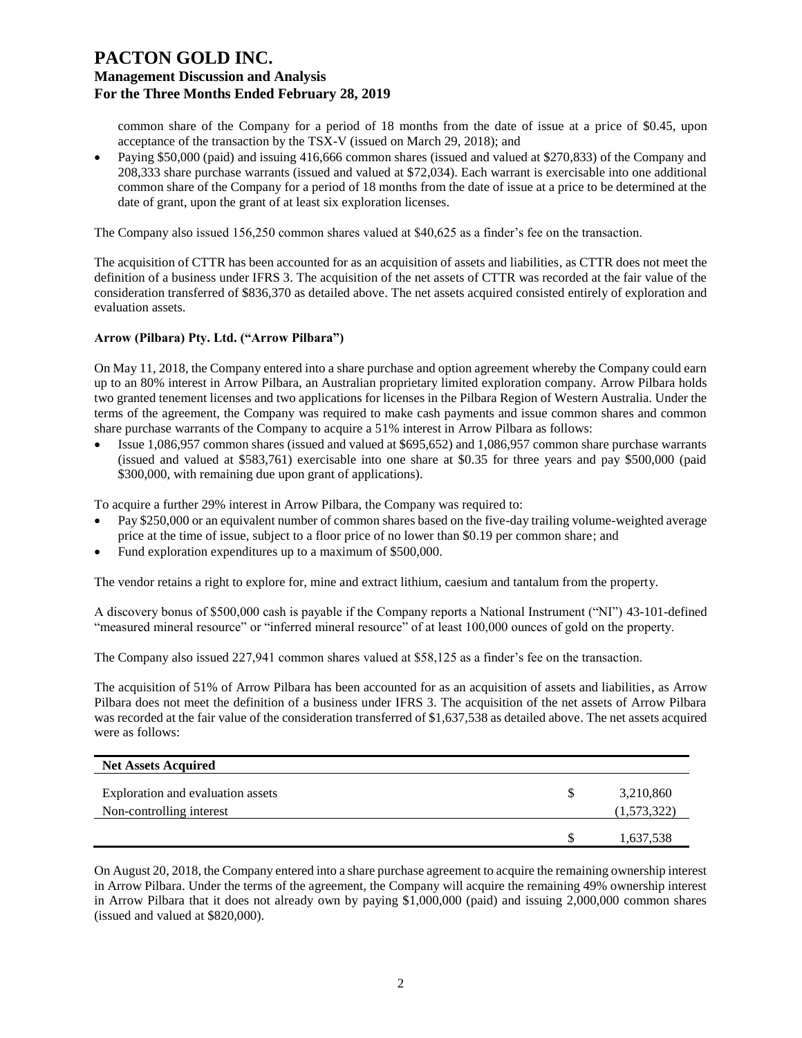common share of the Company for a period of 18 months from the date of issue at a price of $0.45, upon acceptance of the transaction by the TSX-V (issued on March 29, 2018); and

- Paying $50,000 (paid) and issuing 416,666 common shares (issued and valued at $270,833) of the Company and 208,333 share purchase warrants (issued and valued at $72,034). Each warrant is exercisable into one additional common share of the Company for a period of 18 months from the date of issue at a price to be determined at the date of grant, upon the grant of at least six exploration licenses.

The Company also issued 156,250 common shares valued at $40,625 as a finder's fee on the transaction.

The acquisition of CTTR has been accounted for as an acquisition of assets and liabilities, as CTTR does not meet the definition of a business under IFRS 3. The acquisition of the net assets of CTTR was recorded at the fair value of the consideration transferred of $836,370 as detailed above. The net assets acquired consisted entirely of exploration and evaluation assets.

**Arrow (Pilbara) Pty. Ltd. ("Arrow Pilbara")**

On May 11, 2018, the Company entered into a share purchase and option agreement whereby the Company could earn up to an 80% interest in Arrow Pilbara, an Australian proprietary limited exploration company. Arrow Pilbara holds two granted tenement licenses and two applications for licenses in the Pilbara Region of Western Australia. Under the terms of the agreement, the Company was required to make cash payments and issue common shares and common share purchase warrants of the Company to acquire a 51% interest in Arrow Pilbara as follows:

- Issue 1,086,957 common shares (issued and valued at $695,652) and 1,086,957 common share purchase warrants (issued and valued at $583,761) exercisable into one share at $0.35 for three years and pay $500,000 (paid $300,000, with remaining due upon grant of applications).

To acquire a further 29% interest in Arrow Pilbara, the Company was required to:

- Pay $250,000 or an equivalent number of common shares based on the five-day trailing volume-weighted average price at the time of issue, subject to a floor price of no lower than $0.19 per common share; and
- Fund exploration expenditures up to a maximum of $500,000.

The vendor retains a right to explore for, mine and extract lithium, caesium and tantalum from the property.

A discovery bonus of $500,000 cash is payable if the Company reports a National Instrument ("NI") 43-101-defined "measured mineral resource" or "inferred mineral resource" of at least 100,000 ounces of gold on the property.

The Company also issued 227,941 common shares valued at $58,125 as a finder's fee on the transaction.

The acquisition of 51% of Arrow Pilbara has been accounted for as an acquisition of assets and liabilities, as Arrow Pilbara does not meet the definition of a business under IFRS 3. The acquisition of the net assets of Arrow Pilbara was recorded at the fair value of the consideration transferred of $1,637,538 as detailed above. The net assets acquired were as follows:

| **Net Assets Acquired** | | |
|---|---|---|
| Exploration and evaluation assets | $ | 3,210,860 |
| Non-controlling interest | | (1,573,322) |
| | $ | 1,637,538 |

On August 20, 2018, the Company entered into a share purchase agreement to acquire the remaining ownership interest in Arrow Pilbara. Under the terms of the agreement, the Company will acquire the remaining 49% ownership interest in Arrow Pilbara that it does not already own by paying $1,000,000 (paid) and issuing 2,000,000 common shares (issued and valued at $820,000).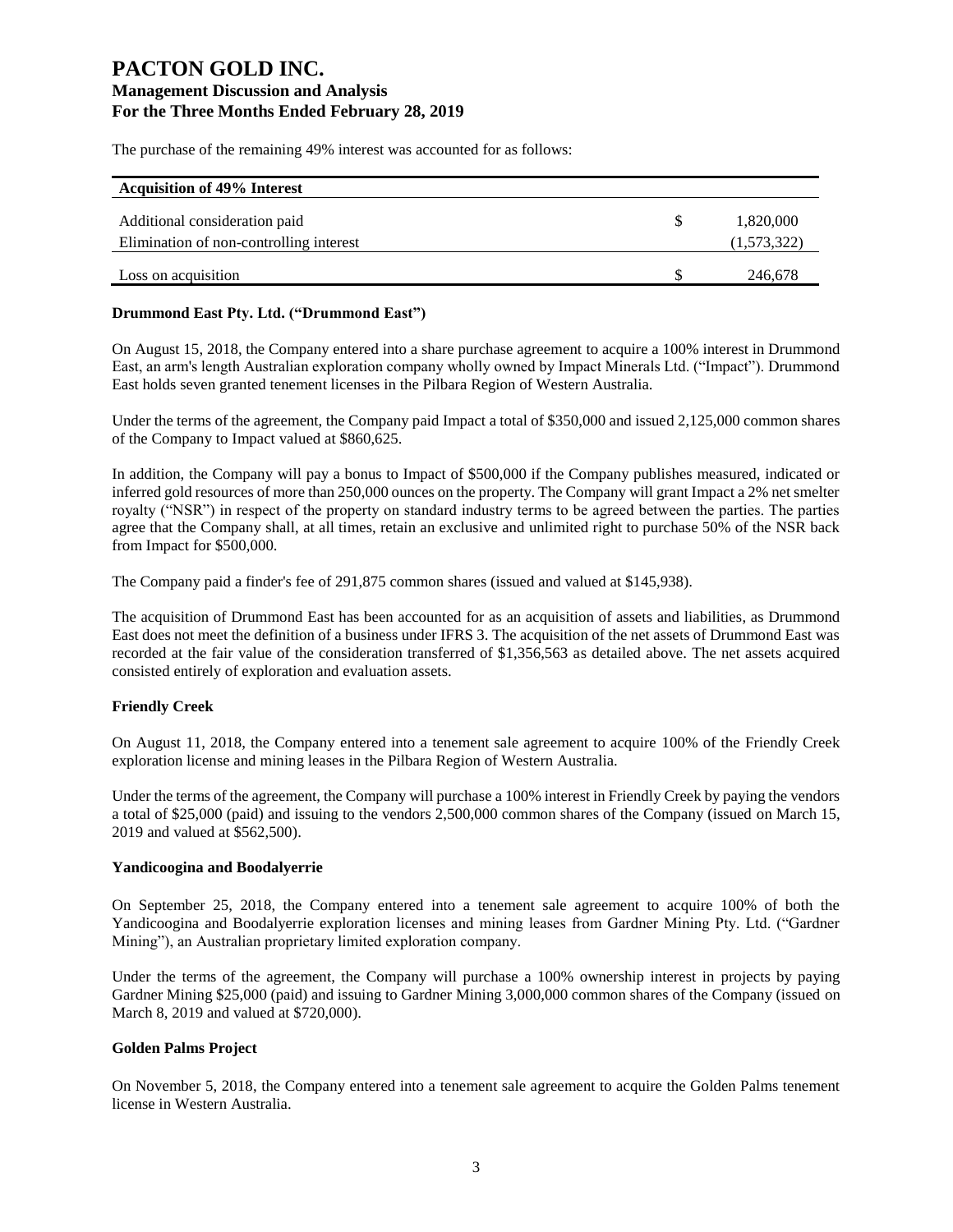The purchase of the remaining 49% interest was accounted for as follows:

| Acquisition of 49% Interest | | |
|---|---|---|
| Additional consideration paid | $ | 1,820,000 |
| Elimination of non-controlling interest | | (1,573,322) |
| Loss on acquisition | $ | 246,678 |

### Drummond East Pty. Ltd. ("Drummond East")

On August 15, 2018, the Company entered into a share purchase agreement to acquire a 100% interest in Drummond East, an arm's length Australian exploration company wholly owned by Impact Minerals Ltd. ("Impact"). Drummond East holds seven granted tenement licenses in the Pilbara Region of Western Australia.

Under the terms of the agreement, the Company paid Impact a total of $350,000 and issued 2,125,000 common shares of the Company to Impact valued at $860,625.

In addition, the Company will pay a bonus to Impact of $500,000 if the Company publishes measured, indicated or inferred gold resources of more than 250,000 ounces on the property. The Company will grant Impact a 2% net smelter royalty ("NSR") in respect of the property on standard industry terms to be agreed between the parties. The parties agree that the Company shall, at all times, retain an exclusive and unlimited right to purchase 50% of the NSR back from Impact for $500,000.

The Company paid a finder's fee of 291,875 common shares (issued and valued at $145,938).

The acquisition of Drummond East has been accounted for as an acquisition of assets and liabilities, as Drummond East does not meet the definition of a business under IFRS 3. The acquisition of the net assets of Drummond East was recorded at the fair value of the consideration transferred of $1,356,563 as detailed above. The net assets acquired consisted entirely of exploration and evaluation assets.

### Friendly Creek

On August 11, 2018, the Company entered into a tenement sale agreement to acquire 100% of the Friendly Creek exploration license and mining leases in the Pilbara Region of Western Australia.

Under the terms of the agreement, the Company will purchase a 100% interest in Friendly Creek by paying the vendors a total of $25,000 (paid) and issuing to the vendors 2,500,000 common shares of the Company (issued on March 15, 2019 and valued at $562,500).

### Yandicoogina and Boodalyerrie

On September 25, 2018, the Company entered into a tenement sale agreement to acquire 100% of both the Yandicoogina and Boodalyerrie exploration licenses and mining leases from Gardner Mining Pty. Ltd. ("Gardner Mining"), an Australian proprietary limited exploration company.

Under the terms of the agreement, the Company will purchase a 100% ownership interest in projects by paying Gardner Mining $25,000 (paid) and issuing to Gardner Mining 3,000,000 common shares of the Company (issued on March 8, 2019 and valued at $720,000).

### Golden Palms Project

On November 5, 2018, the Company entered into a tenement sale agreement to acquire the Golden Palms tenement license in Western Australia.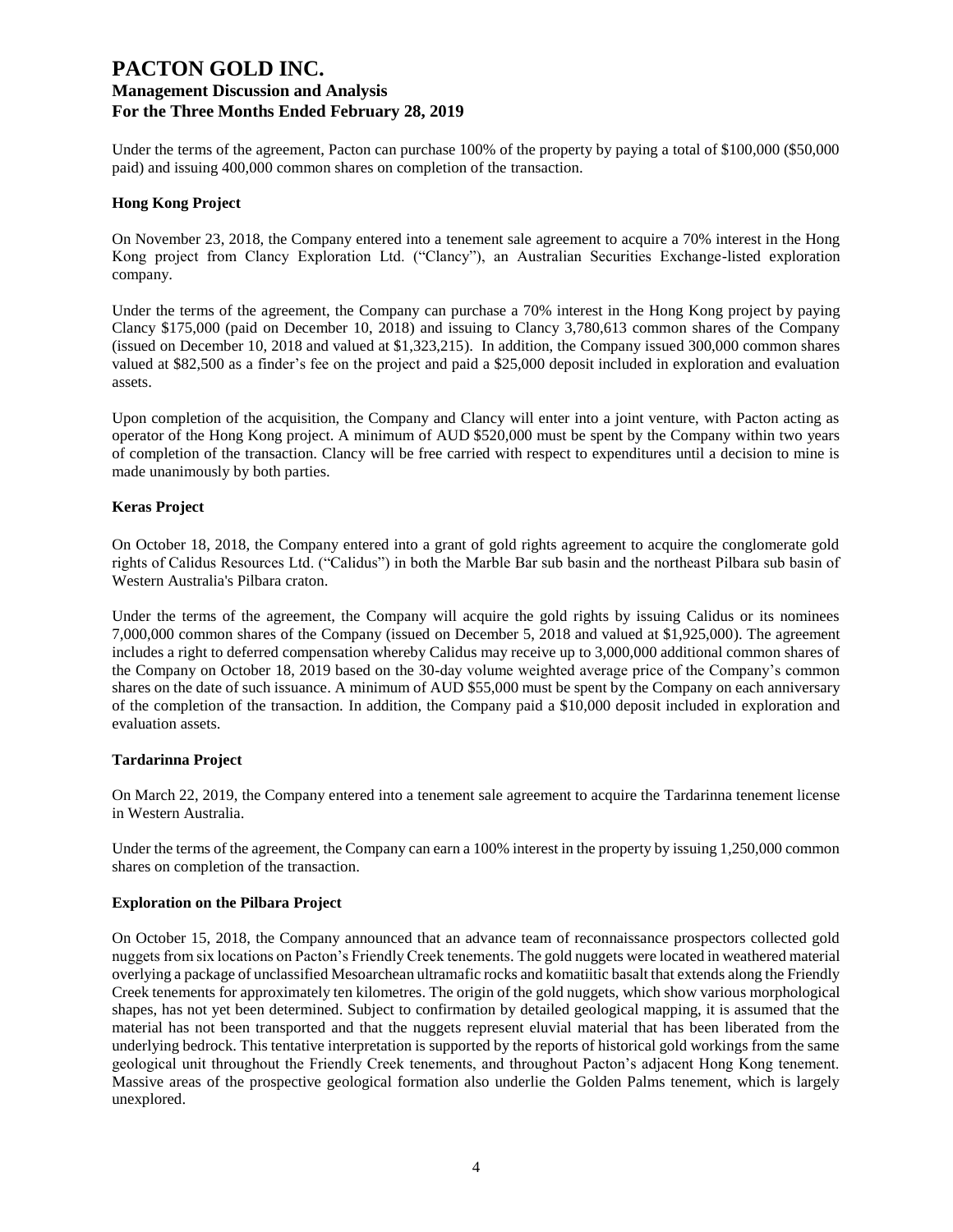Under the terms of the agreement, Pacton can purchase 100% of the property by paying a total of $100,000 ($50,000 paid) and issuing 400,000 common shares on completion of the transaction.

**Hong Kong Project**

On November 23, 2018, the Company entered into a tenement sale agreement to acquire a 70% interest in the Hong Kong project from Clancy Exploration Ltd. ("Clancy"), an Australian Securities Exchange-listed exploration company.

Under the terms of the agreement, the Company can purchase a 70% interest in the Hong Kong project by paying Clancy $175,000 (paid on December 10, 2018) and issuing to Clancy 3,780,613 common shares of the Company (issued on December 10, 2018 and valued at $1,323,215). In addition, the Company issued 300,000 common shares valued at $82,500 as a finder's fee on the project and paid a $25,000 deposit included in exploration and evaluation assets.

Upon completion of the acquisition, the Company and Clancy will enter into a joint venture, with Pacton acting as operator of the Hong Kong project. A minimum of AUD $520,000 must be spent by the Company within two years of completion of the transaction. Clancy will be free carried with respect to expenditures until a decision to mine is made unanimously by both parties.

**Keras Project**

On October 18, 2018, the Company entered into a grant of gold rights agreement to acquire the conglomerate gold rights of Calidus Resources Ltd. ("Calidus") in both the Marble Bar sub basin and the northeast Pilbara sub basin of Western Australia's Pilbara craton.

Under the terms of the agreement, the Company will acquire the gold rights by issuing Calidus or its nominees 7,000,000 common shares of the Company (issued on December 5, 2018 and valued at $1,925,000). The agreement includes a right to deferred compensation whereby Calidus may receive up to 3,000,000 additional common shares of the Company on October 18, 2019 based on the 30-day volume weighted average price of the Company's common shares on the date of such issuance. A minimum of AUD $55,000 must be spent by the Company on each anniversary of the completion of the transaction. In addition, the Company paid a $10,000 deposit included in exploration and evaluation assets.

**Tardarinna Project**

On March 22, 2019, the Company entered into a tenement sale agreement to acquire the Tardarinna tenement license in Western Australia.

Under the terms of the agreement, the Company can earn a 100% interest in the property by issuing 1,250,000 common shares on completion of the transaction.

**Exploration on the Pilbara Project**

On October 15, 2018, the Company announced that an advance team of reconnaissance prospectors collected gold nuggets from six locations on Pacton's Friendly Creek tenements. The gold nuggets were located in weathered material overlying a package of unclassified Mesoarchean ultramafic rocks and komatiitic basalt that extends along the Friendly Creek tenements for approximately ten kilometres. The origin of the gold nuggets, which show various morphological shapes, has not yet been determined. Subject to confirmation by detailed geological mapping, it is assumed that the material has not been transported and that the nuggets represent eluvial material that has been liberated from the underlying bedrock. This tentative interpretation is supported by the reports of historical gold workings from the same geological unit throughout the Friendly Creek tenements, and throughout Pacton's adjacent Hong Kong tenement. Massive areas of the prospective geological formation also underlie the Golden Palms tenement, which is largely unexplored.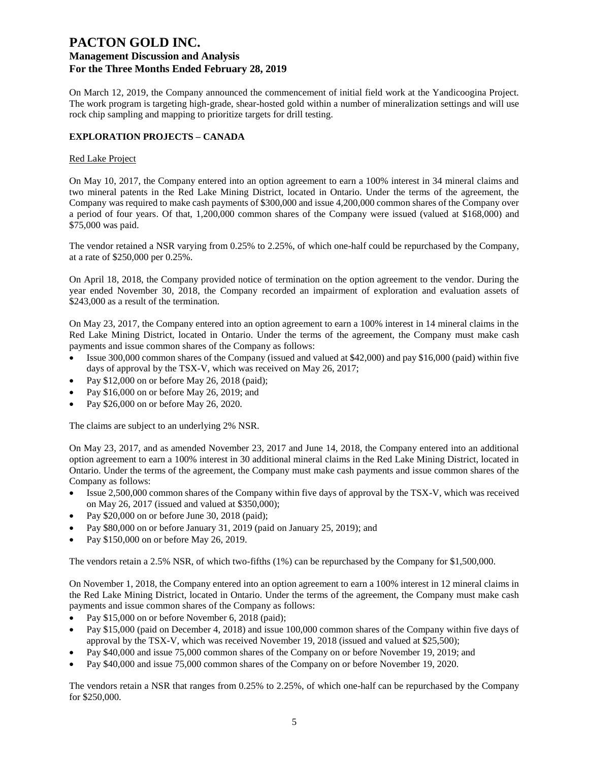On March 12, 2019, the Company announced the commencement of initial field work at the Yandicoogina Project. The work program is targeting high-grade, shear-hosted gold within a number of mineralization settings and will use rock chip sampling and mapping to prioritize targets for drill testing.

## EXPLORATION PROJECTS – CANADA

### Red Lake Project

On May 10, 2017, the Company entered into an option agreement to earn a 100% interest in 34 mineral claims and two mineral patents in the Red Lake Mining District, located in Ontario. Under the terms of the agreement, the Company was required to make cash payments of $300,000 and issue 4,200,000 common shares of the Company over a period of four years. Of that, 1,200,000 common shares of the Company were issued (valued at $168,000) and $75,000 was paid.

The vendor retained a NSR varying from 0.25% to 2.25%, of which one-half could be repurchased by the Company, at a rate of $250,000 per 0.25%.

On April 18, 2018, the Company provided notice of termination on the option agreement to the vendor. During the year ended November 30, 2018, the Company recorded an impairment of exploration and evaluation assets of $243,000 as a result of the termination.

On May 23, 2017, the Company entered into an option agreement to earn a 100% interest in 14 mineral claims in the Red Lake Mining District, located in Ontario. Under the terms of the agreement, the Company must make cash payments and issue common shares of the Company as follows:

- Issue 300,000 common shares of the Company (issued and valued at $42,000) and pay $16,000 (paid) within five days of approval by the TSX-V, which was received on May 26, 2017;
- Pay $12,000 on or before May 26, 2018 (paid);
- Pay $16,000 on or before May 26, 2019; and
- Pay $26,000 on or before May 26, 2020.

The claims are subject to an underlying 2% NSR.

On May 23, 2017, and as amended November 23, 2017 and June 14, 2018, the Company entered into an additional option agreement to earn a 100% interest in 30 additional mineral claims in the Red Lake Mining District, located in Ontario. Under the terms of the agreement, the Company must make cash payments and issue common shares of the Company as follows:

- Issue 2,500,000 common shares of the Company within five days of approval by the TSX-V, which was received on May 26, 2017 (issued and valued at $350,000);
- Pay $20,000 on or before June 30, 2018 (paid);
- Pay $80,000 on or before January 31, 2019 (paid on January 25, 2019); and
- Pay $150,000 on or before May 26, 2019.

The vendors retain a 2.5% NSR, of which two-fifths (1%) can be repurchased by the Company for $1,500,000.

On November 1, 2018, the Company entered into an option agreement to earn a 100% interest in 12 mineral claims in the Red Lake Mining District, located in Ontario. Under the terms of the agreement, the Company must make cash payments and issue common shares of the Company as follows:

- Pay $15,000 on or before November 6, 2018 (paid);
- Pay $15,000 (paid on December 4, 2018) and issue 100,000 common shares of the Company within five days of approval by the TSX-V, which was received November 19, 2018 (issued and valued at $25,500);
- Pay $40,000 and issue 75,000 common shares of the Company on or before November 19, 2019; and
- Pay $40,000 and issue 75,000 common shares of the Company on or before November 19, 2020.

The vendors retain a NSR that ranges from 0.25% to 2.25%, of which one-half can be repurchased by the Company for $250,000.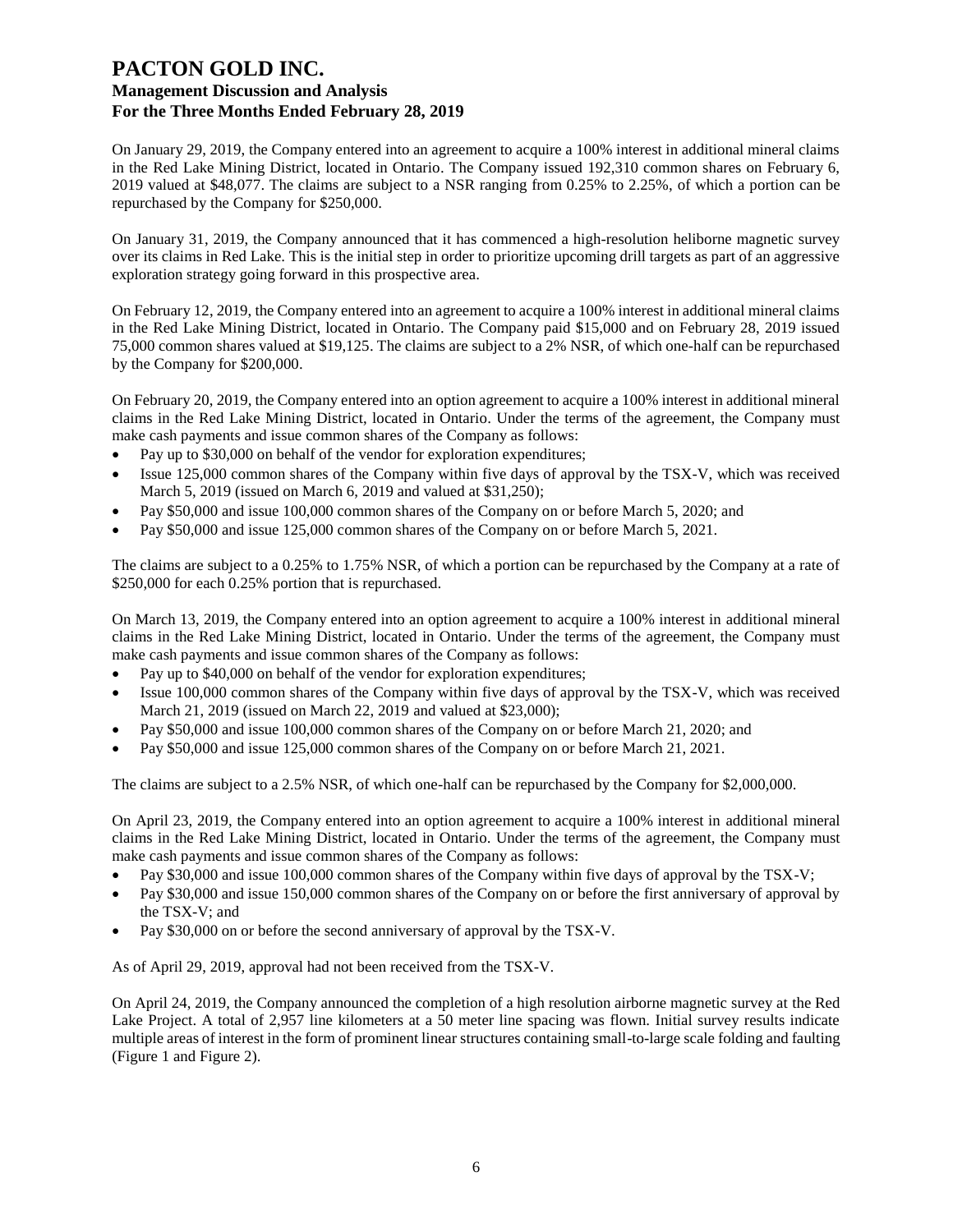On January 29, 2019, the Company entered into an agreement to acquire a 100% interest in additional mineral claims in the Red Lake Mining District, located in Ontario. The Company issued 192,310 common shares on February 6, 2019 valued at $48,077. The claims are subject to a NSR ranging from 0.25% to 2.25%, of which a portion can be repurchased by the Company for $250,000.

On January 31, 2019, the Company announced that it has commenced a high-resolution heliborne magnetic survey over its claims in Red Lake. This is the initial step in order to prioritize upcoming drill targets as part of an aggressive exploration strategy going forward in this prospective area.

On February 12, 2019, the Company entered into an agreement to acquire a 100% interest in additional mineral claims in the Red Lake Mining District, located in Ontario. The Company paid $15,000 and on February 28, 2019 issued 75,000 common shares valued at $19,125. The claims are subject to a 2% NSR, of which one-half can be repurchased by the Company for $200,000.

On February 20, 2019, the Company entered into an option agreement to acquire a 100% interest in additional mineral claims in the Red Lake Mining District, located in Ontario. Under the terms of the agreement, the Company must make cash payments and issue common shares of the Company as follows:

- Pay up to $30,000 on behalf of the vendor for exploration expenditures;
- Issue 125,000 common shares of the Company within five days of approval by the TSX-V, which was received March 5, 2019 (issued on March 6, 2019 and valued at $31,250);
- Pay $50,000 and issue 100,000 common shares of the Company on or before March 5, 2020; and
- Pay $50,000 and issue 125,000 common shares of the Company on or before March 5, 2021.

The claims are subject to a 0.25% to 1.75% NSR, of which a portion can be repurchased by the Company at a rate of $250,000 for each 0.25% portion that is repurchased.

On March 13, 2019, the Company entered into an option agreement to acquire a 100% interest in additional mineral claims in the Red Lake Mining District, located in Ontario. Under the terms of the agreement, the Company must make cash payments and issue common shares of the Company as follows:

- Pay up to $40,000 on behalf of the vendor for exploration expenditures;
- Issue 100,000 common shares of the Company within five days of approval by the TSX-V, which was received March 21, 2019 (issued on March 22, 2019 and valued at $23,000);
- Pay $50,000 and issue 100,000 common shares of the Company on or before March 21, 2020; and
- Pay $50,000 and issue 125,000 common shares of the Company on or before March 21, 2021.

The claims are subject to a 2.5% NSR, of which one-half can be repurchased by the Company for $2,000,000.

On April 23, 2019, the Company entered into an option agreement to acquire a 100% interest in additional mineral claims in the Red Lake Mining District, located in Ontario. Under the terms of the agreement, the Company must make cash payments and issue common shares of the Company as follows:

- Pay $30,000 and issue 100,000 common shares of the Company within five days of approval by the TSX-V;
- Pay $30,000 and issue 150,000 common shares of the Company on or before the first anniversary of approval by the TSX-V; and
- Pay $30,000 on or before the second anniversary of approval by the TSX-V.

As of April 29, 2019, approval had not been received from the TSX-V.

On April 24, 2019, the Company announced the completion of a high resolution airborne magnetic survey at the Red Lake Project. A total of 2,957 line kilometers at a 50 meter line spacing was flown. Initial survey results indicate multiple areas of interest in the form of prominent linear structures containing small-to-large scale folding and faulting (Figure 1 and Figure 2).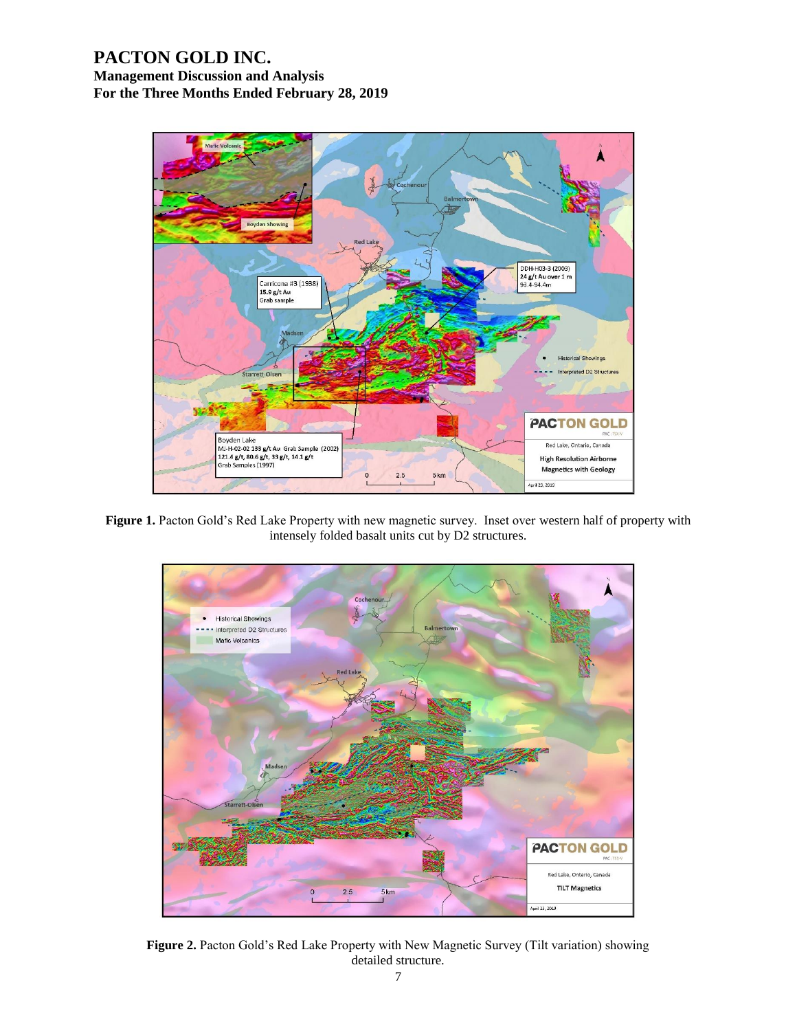**Figure 1.** Pacton Gold's Red Lake Property with new magnetic survey. Inset over western half of property with intensely folded basalt units cut by D2 structures.

**Figure 2.** Pacton Gold's Red Lake Property with New Magnetic Survey (Tilt variation) showing detailed structure.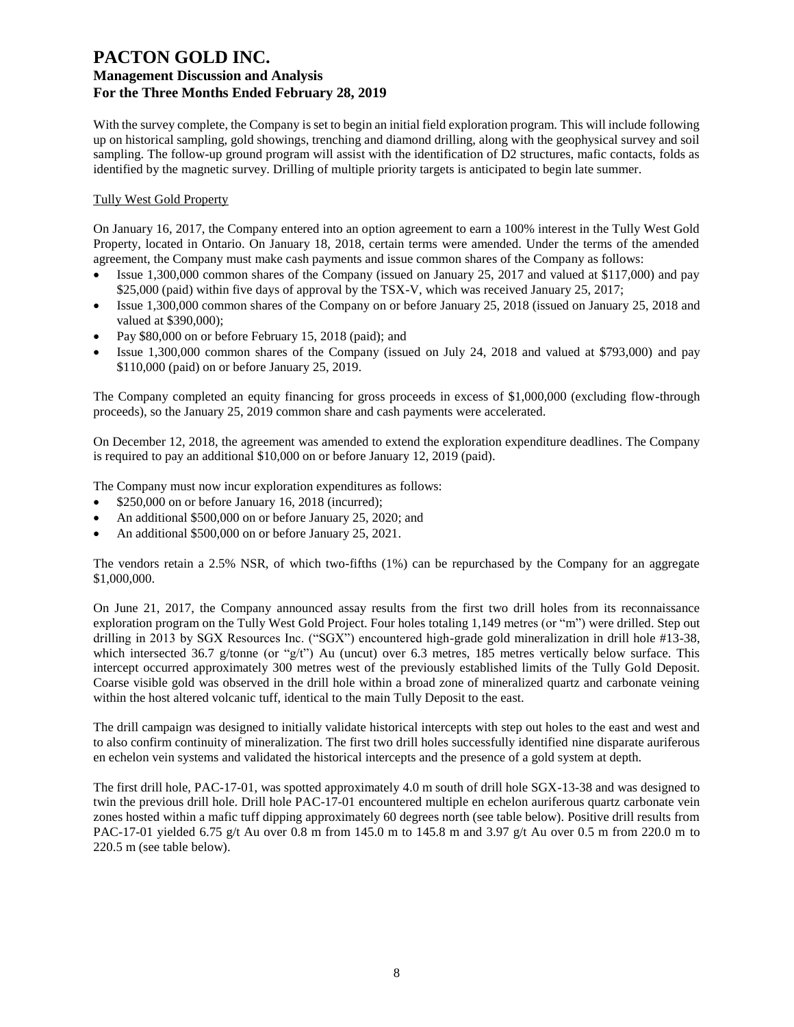With the survey complete, the Company is set to begin an initial field exploration program. This will include following up on historical sampling, gold showings, trenching and diamond drilling, along with the geophysical survey and soil sampling. The follow-up ground program will assist with the identification of D2 structures, mafic contacts, folds as identified by the magnetic survey. Drilling of multiple priority targets is anticipated to begin late summer.

Tully West Gold Property

On January 16, 2017, the Company entered into an option agreement to earn a 100% interest in the Tully West Gold Property, located in Ontario. On January 18, 2018, certain terms were amended. Under the terms of the amended agreement, the Company must make cash payments and issue common shares of the Company as follows:

- Issue 1,300,000 common shares of the Company (issued on January 25, 2017 and valued at $117,000) and pay $25,000 (paid) within five days of approval by the TSX-V, which was received January 25, 2017;
- Issue 1,300,000 common shares of the Company on or before January 25, 2018 (issued on January 25, 2018 and valued at $390,000);
- Pay $80,000 on or before February 15, 2018 (paid); and
- Issue 1,300,000 common shares of the Company (issued on July 24, 2018 and valued at $793,000) and pay $110,000 (paid) on or before January 25, 2019.

The Company completed an equity financing for gross proceeds in excess of $1,000,000 (excluding flow-through proceeds), so the January 25, 2019 common share and cash payments were accelerated.

On December 12, 2018, the agreement was amended to extend the exploration expenditure deadlines. The Company is required to pay an additional $10,000 on or before January 12, 2019 (paid).

The Company must now incur exploration expenditures as follows:

- $250,000 on or before January 16, 2018 (incurred);
- An additional $500,000 on or before January 25, 2020; and
- An additional $500,000 on or before January 25, 2021.

The vendors retain a 2.5% NSR, of which two-fifths (1%) can be repurchased by the Company for an aggregate $1,000,000.

On June 21, 2017, the Company announced assay results from the first two drill holes from its reconnaissance exploration program on the Tully West Gold Project. Four holes totaling 1,149 metres (or "m") were drilled. Step out drilling in 2013 by SGX Resources Inc. ("SGX") encountered high-grade gold mineralization in drill hole #13-38, which intersected 36.7 g/tonne (or "g/t") Au (uncut) over 6.3 metres, 185 metres vertically below surface. This intercept occurred approximately 300 metres west of the previously established limits of the Tully Gold Deposit. Coarse visible gold was observed in the drill hole within a broad zone of mineralized quartz and carbonate veining within the host altered volcanic tuff, identical to the main Tully Deposit to the east.

The drill campaign was designed to initially validate historical intercepts with step out holes to the east and west and to also confirm continuity of mineralization. The first two drill holes successfully identified nine disparate auriferous en echelon vein systems and validated the historical intercepts and the presence of a gold system at depth.

The first drill hole, PAC-17-01, was spotted approximately 4.0 m south of drill hole SGX-13-38 and was designed to twin the previous drill hole. Drill hole PAC-17-01 encountered multiple en echelon auriferous quartz carbonate vein zones hosted within a mafic tuff dipping approximately 60 degrees north (see table below). Positive drill results from PAC-17-01 yielded 6.75 g/t Au over 0.8 m from 145.0 m to 145.8 m and 3.97 g/t Au over 0.5 m from 220.0 m to 220.5 m (see table below).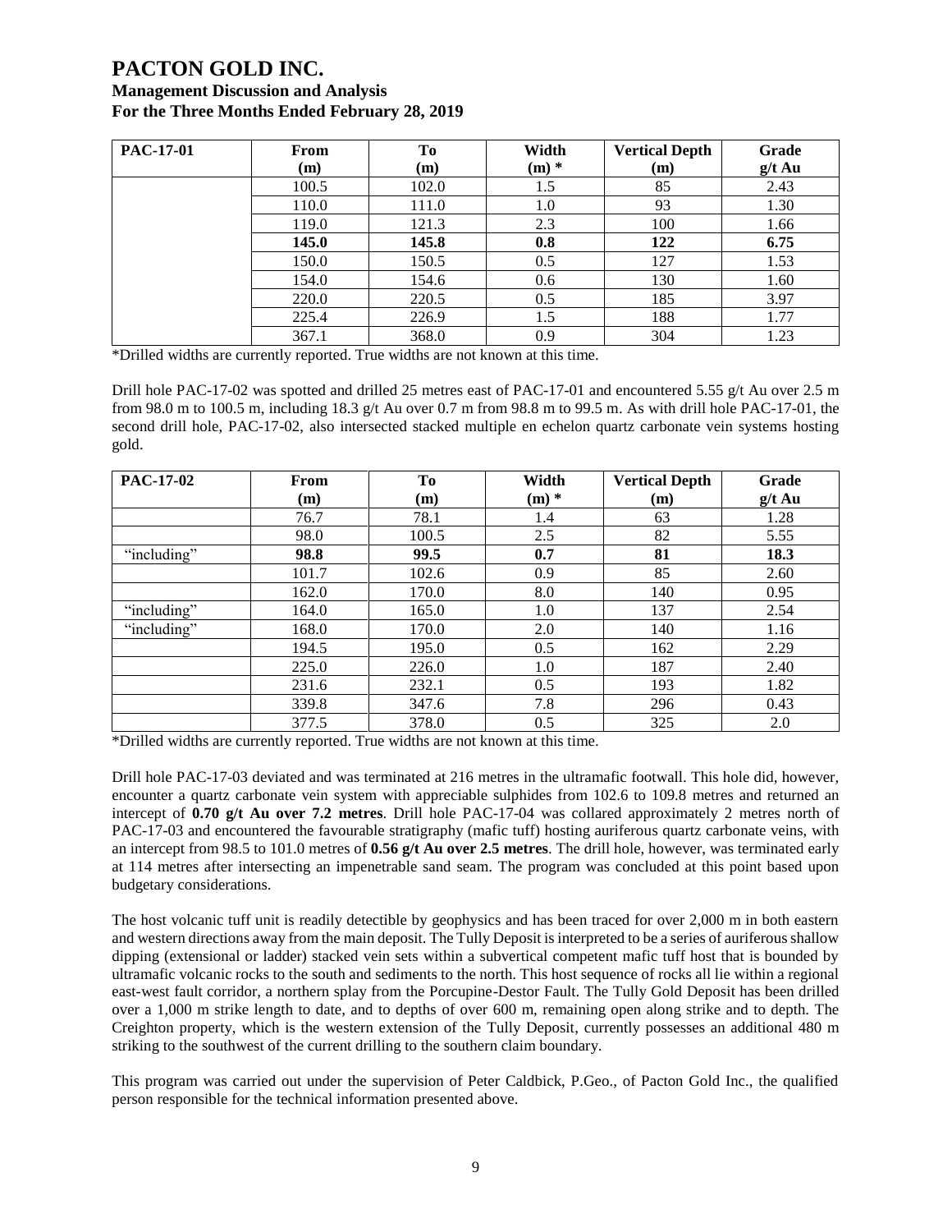| PAC-17-01 | From (m) | To (m) | Width (m) * | Vertical Depth (m) | Grade g/t Au |
|---|---|---|---|---|---|
| | 100.5 | 102.0 | 1.5 | 85 | 2.43 |
| | 110.0 | 111.0 | 1.0 | 93 | 1.30 |
| | 119.0 | 121.3 | 2.3 | 100 | 1.66 |
| | **145.0** | **145.8** | **0.8** | **122** | **6.75** |
| | 150.0 | 150.5 | 0.5 | 127 | 1.53 |
| | 154.0 | 154.6 | 0.6 | 130 | 1.60 |
| | 220.0 | 220.5 | 0.5 | 185 | 3.97 |
| | 225.4 | 226.9 | 1.5 | 188 | 1.77 |
| | 367.1 | 368.0 | 0.9 | 304 | 1.23 |

*Drilled widths are currently reported. True widths are not known at this time.

Drill hole PAC-17-02 was spotted and drilled 25 metres east of PAC-17-01 and encountered 5.55 g/t Au over 2.5 m from 98.0 m to 100.5 m, including 18.3 g/t Au over 0.7 m from 98.8 m to 99.5 m. As with drill hole PAC-17-01, the second drill hole, PAC-17-02, also intersected stacked multiple en echelon quartz carbonate vein systems hosting gold.

| PAC-17-02 | From (m) | To (m) | Width (m) * | Vertical Depth (m) | Grade g/t Au |
|---|---|---|---|---|---|
| | 76.7 | 78.1 | 1.4 | 63 | 1.28 |
| | 98.0 | 100.5 | 2.5 | 82 | 5.55 |
| "including" | **98.8** | **99.5** | **0.7** | **81** | **18.3** |
| | 101.7 | 102.6 | 0.9 | 85 | 2.60 |
| | 162.0 | 170.0 | 8.0 | 140 | 0.95 |
| "including" | 164.0 | 165.0 | 1.0 | 137 | 2.54 |
| "including" | 168.0 | 170.0 | 2.0 | 140 | 1.16 |
| | 194.5 | 195.0 | 0.5 | 162 | 2.29 |
| | 225.0 | 226.0 | 1.0 | 187 | 2.40 |
| | 231.6 | 232.1 | 0.5 | 193 | 1.82 |
| | 339.8 | 347.6 | 7.8 | 296 | 0.43 |
| | 377.5 | 378.0 | 0.5 | 325 | 2.0 |

*Drilled widths are currently reported. True widths are not known at this time.

Drill hole PAC-17-03 deviated and was terminated at 216 metres in the ultramafic footwall. This hole did, however, encounter a quartz carbonate vein system with appreciable sulphides from 102.6 to 109.8 metres and returned an intercept of **0.70 g/t Au over 7.2 metres**. Drill hole PAC-17-04 was collared approximately 2 metres north of PAC-17-03 and encountered the favourable stratigraphy (mafic tuff) hosting auriferous quartz carbonate veins, with an intercept from 98.5 to 101.0 metres of **0.56 g/t Au over 2.5 metres**. The drill hole, however, was terminated early at 114 metres after intersecting an impenetrable sand seam. The program was concluded at this point based upon budgetary considerations.

The host volcanic tuff unit is readily detectible by geophysics and has been traced for over 2,000 m in both eastern and western directions away from the main deposit. The Tully Deposit is interpreted to be a series of auriferous shallow dipping (extensional or ladder) stacked vein sets within a subvertical competent mafic tuff host that is bounded by ultramafic volcanic rocks to the south and sediments to the north. This host sequence of rocks all lie within a regional east-west fault corridor, a northern splay from the Porcupine-Destor Fault. The Tully Gold Deposit has been drilled over a 1,000 m strike length to date, and to depths of over 600 m, remaining open along strike and to depth. The Creighton property, which is the western extension of the Tully Deposit, currently possesses an additional 480 m striking to the southwest of the current drilling to the southern claim boundary.

This program was carried out under the supervision of Peter Caldbick, P.Geo., of Pacton Gold Inc., the qualified person responsible for the technical information presented above.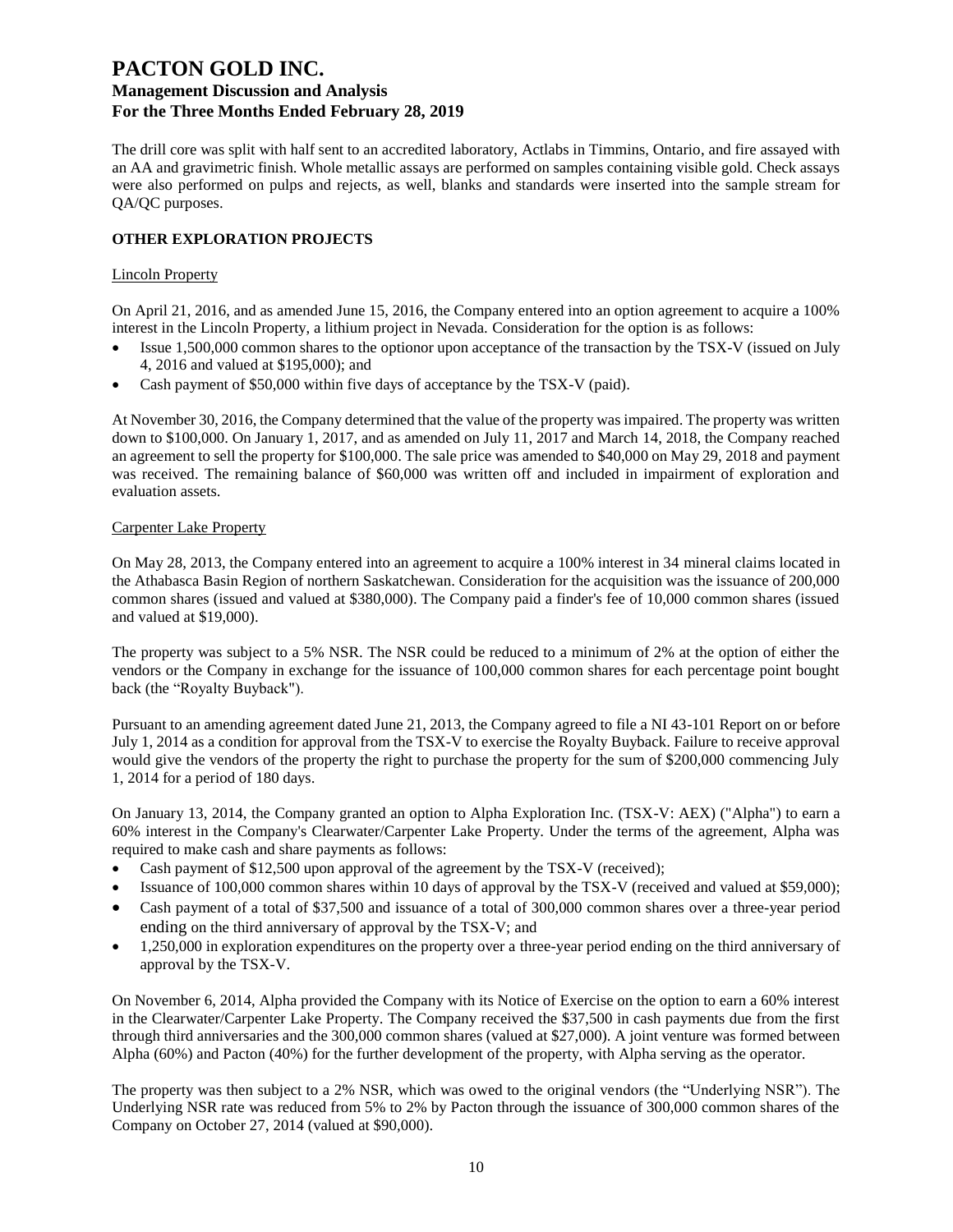The drill core was split with half sent to an accredited laboratory, Actlabs in Timmins, Ontario, and fire assayed with an AA and gravimetric finish. Whole metallic assays are performed on samples containing visible gold. Check assays were also performed on pulps and rejects, as well, blanks and standards were inserted into the sample stream for QA/QC purposes.

## OTHER EXPLORATION PROJECTS

### Lincoln Property

On April 21, 2016, and as amended June 15, 2016, the Company entered into an option agreement to acquire a 100% interest in the Lincoln Property, a lithium project in Nevada. Consideration for the option is as follows:

- Issue 1,500,000 common shares to the optionor upon acceptance of the transaction by the TSX-V (issued on July 4, 2016 and valued at $195,000); and
- Cash payment of $50,000 within five days of acceptance by the TSX-V (paid).

At November 30, 2016, the Company determined that the value of the property was impaired. The property was written down to $100,000. On January 1, 2017, and as amended on July 11, 2017 and March 14, 2018, the Company reached an agreement to sell the property for $100,000. The sale price was amended to $40,000 on May 29, 2018 and payment was received. The remaining balance of $60,000 was written off and included in impairment of exploration and evaluation assets.

### Carpenter Lake Property

On May 28, 2013, the Company entered into an agreement to acquire a 100% interest in 34 mineral claims located in the Athabasca Basin Region of northern Saskatchewan. Consideration for the acquisition was the issuance of 200,000 common shares (issued and valued at $380,000). The Company paid a finder's fee of 10,000 common shares (issued and valued at $19,000).

The property was subject to a 5% NSR. The NSR could be reduced to a minimum of 2% at the option of either the vendors or the Company in exchange for the issuance of 100,000 common shares for each percentage point bought back (the "Royalty Buyback").

Pursuant to an amending agreement dated June 21, 2013, the Company agreed to file a NI 43-101 Report on or before July 1, 2014 as a condition for approval from the TSX-V to exercise the Royalty Buyback. Failure to receive approval would give the vendors of the property the right to purchase the property for the sum of $200,000 commencing July 1, 2014 for a period of 180 days.

On January 13, 2014, the Company granted an option to Alpha Exploration Inc. (TSX-V: AEX) ("Alpha") to earn a 60% interest in the Company's Clearwater/Carpenter Lake Property. Under the terms of the agreement, Alpha was required to make cash and share payments as follows:

- Cash payment of $12,500 upon approval of the agreement by the TSX-V (received);
- Issuance of 100,000 common shares within 10 days of approval by the TSX-V (received and valued at $59,000);
- Cash payment of a total of $37,500 and issuance of a total of 300,000 common shares over a three-year period ending on the third anniversary of approval by the TSX-V; and
- 1,250,000 in exploration expenditures on the property over a three-year period ending on the third anniversary of approval by the TSX-V.

On November 6, 2014, Alpha provided the Company with its Notice of Exercise on the option to earn a 60% interest in the Clearwater/Carpenter Lake Property. The Company received the $37,500 in cash payments due from the first through third anniversaries and the 300,000 common shares (valued at $27,000). A joint venture was formed between Alpha (60%) and Pacton (40%) for the further development of the property, with Alpha serving as the operator.

The property was then subject to a 2% NSR, which was owed to the original vendors (the "Underlying NSR"). The Underlying NSR rate was reduced from 5% to 2% by Pacton through the issuance of 300,000 common shares of the Company on October 27, 2014 (valued at $90,000).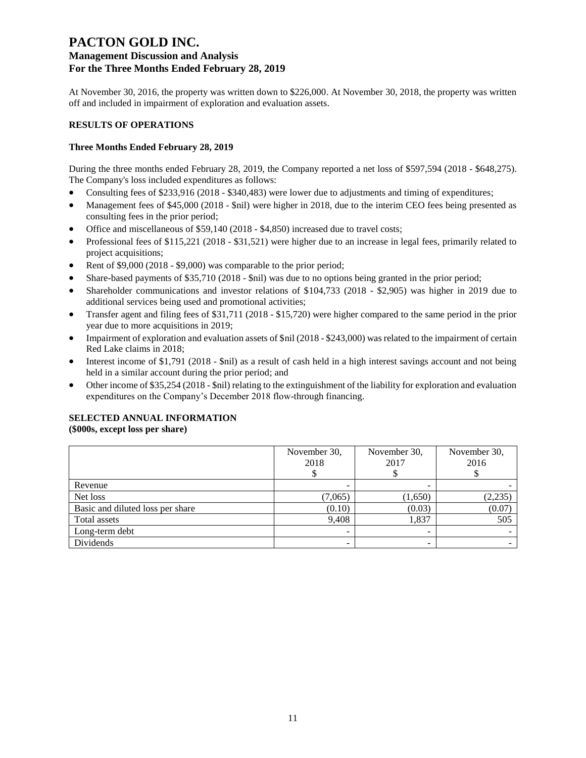At November 30, 2016, the property was written down to $226,000. At November 30, 2018, the property was written off and included in impairment of exploration and evaluation assets.

## RESULTS OF OPERATIONS

### Three Months Ended February 28, 2019

During the three months ended February 28, 2019, the Company reported a net loss of $597,594 (2018 - $648,275). The Company's loss included expenditures as follows:

- Consulting fees of $233,916 (2018 - $340,483) were lower due to adjustments and timing of expenditures;
- Management fees of $45,000 (2018 - $nil) were higher in 2018, due to the interim CEO fees being presented as consulting fees in the prior period;
- Office and miscellaneous of $59,140 (2018 - $4,850) increased due to travel costs;
- Professional fees of $115,221 (2018 - $31,521) were higher due to an increase in legal fees, primarily related to project acquisitions;
- Rent of $9,000 (2018 - $9,000) was comparable to the prior period;
- Share-based payments of $35,710 (2018 - $nil) was due to no options being granted in the prior period;
- Shareholder communications and investor relations of $104,733 (2018 - $2,905) was higher in 2019 due to additional services being used and promotional activities;
- Transfer agent and filing fees of $31,711 (2018 - $15,720) were higher compared to the same period in the prior year due to more acquisitions in 2019;
- Impairment of exploration and evaluation assets of $nil (2018 - $243,000) was related to the impairment of certain Red Lake claims in 2018;
- Interest income of $1,791 (2018 - $nil) as a result of cash held in a high interest savings account and not being held in a similar account during the prior period; and
- Other income of $35,254 (2018 - $nil) relating to the extinguishment of the liability for exploration and evaluation expenditures on the Company's December 2018 flow-through financing.

## SELECTED ANNUAL INFORMATION
**($000s, except loss per share)**

| | November 30, 2018 $ | November 30, 2017 $ | November 30, 2016 $ |
|---|---|---|---|
| Revenue | - | - | - |
| Net loss | (7,065) | (1,650) | (2,235) |
| Basic and diluted loss per share | (0.10) | (0.03) | (0.07) |
| Total assets | 9,408 | 1,837 | 505 |
| Long-term debt | - | - | - |
| Dividends | - | - | - |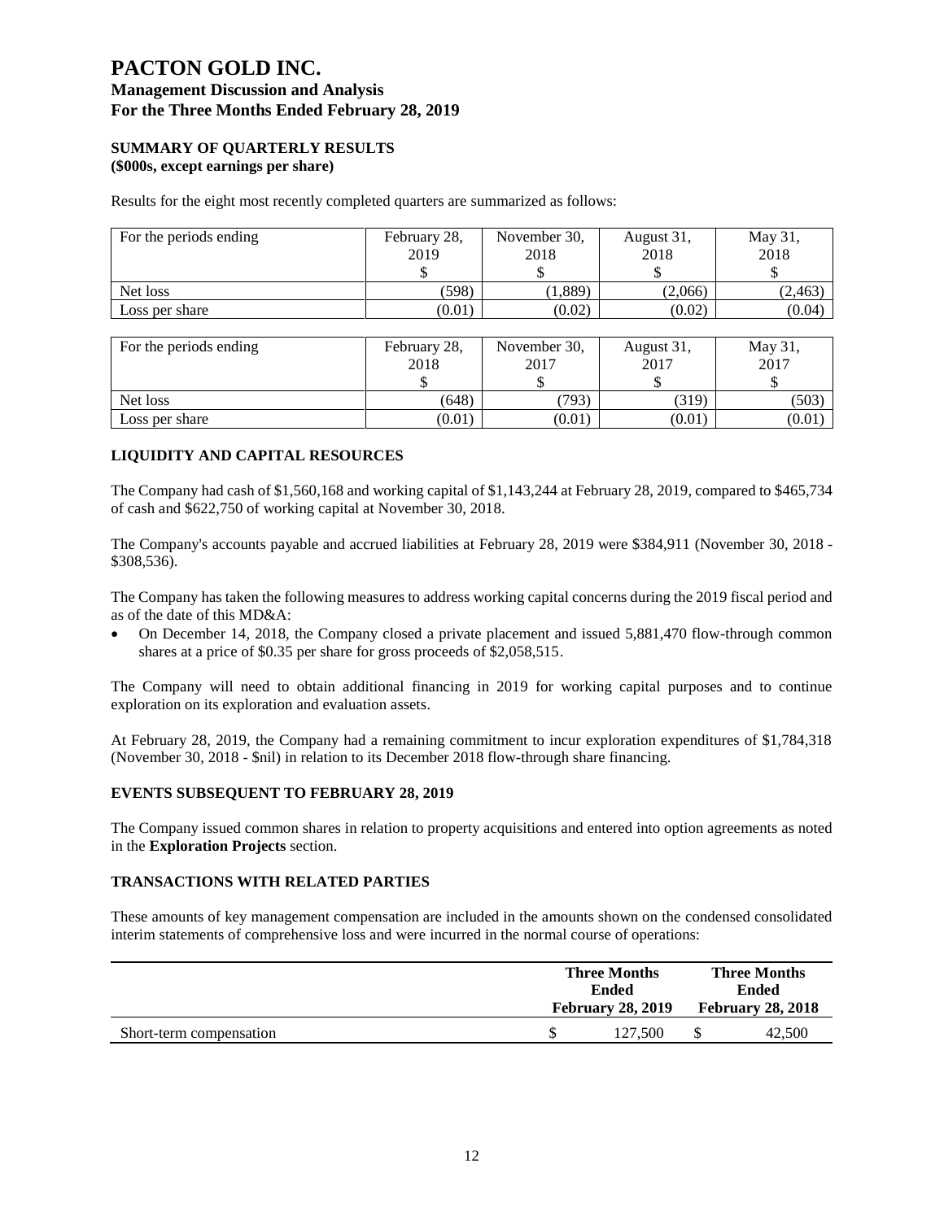# PACTON GOLD INC.

## Management Discussion and Analysis

## For the Three Months Ended February 28, 2019

### SUMMARY OF QUARTERLY RESULTS
**(\$000s, except earnings per share)**

Results for the eight most recently completed quarters are summarized as follows:

| For the periods ending | February 28, 2019 \$ | November 30, 2018 \$ | August 31, 2018 \$ | May 31, 2018 \$ |
|---|---|---|---|---|
| Net loss | (598) | (1,889) | (2,066) | (2,463) |
| Loss per share | (0.01) | (0.02) | (0.02) | (0.04) |

| For the periods ending | February 28, 2018 \$ | November 30, 2017 \$ | August 31, 2017 \$ | May 31, 2017 \$ |
|---|---|---|---|---|
| Net loss | (648) | (793) | (319) | (503) |
| Loss per share | (0.01) | (0.01) | (0.01) | (0.01) |

### LIQUIDITY AND CAPITAL RESOURCES

The Company had cash of \$1,560,168 and working capital of \$1,143,244 at February 28, 2019, compared to \$465,734 of cash and \$622,750 of working capital at November 30, 2018.

The Company's accounts payable and accrued liabilities at February 28, 2019 were \$384,911 (November 30, 2018 - \$308,536).

The Company has taken the following measures to address working capital concerns during the 2019 fiscal period and as of the date of this MD&A:

- On December 14, 2018, the Company closed a private placement and issued 5,881,470 flow-through common shares at a price of \$0.35 per share for gross proceeds of \$2,058,515.

The Company will need to obtain additional financing in 2019 for working capital purposes and to continue exploration on its exploration and evaluation assets.

At February 28, 2019, the Company had a remaining commitment to incur exploration expenditures of \$1,784,318 (November 30, 2018 - \$nil) in relation to its December 2018 flow-through share financing.

### EVENTS SUBSEQUENT TO FEBRUARY 28, 2019

The Company issued common shares in relation to property acquisitions and entered into option agreements as noted in the **Exploration Projects** section.

### TRANSACTIONS WITH RELATED PARTIES

These amounts of key management compensation are included in the amounts shown on the condensed consolidated interim statements of comprehensive loss and were incurred in the normal course of operations:

| | Three Months Ended February 28, 2019 | Three Months Ended February 28, 2018 |
|---|---|---|
| Short-term compensation | \$ 127,500 | \$ 42,500 |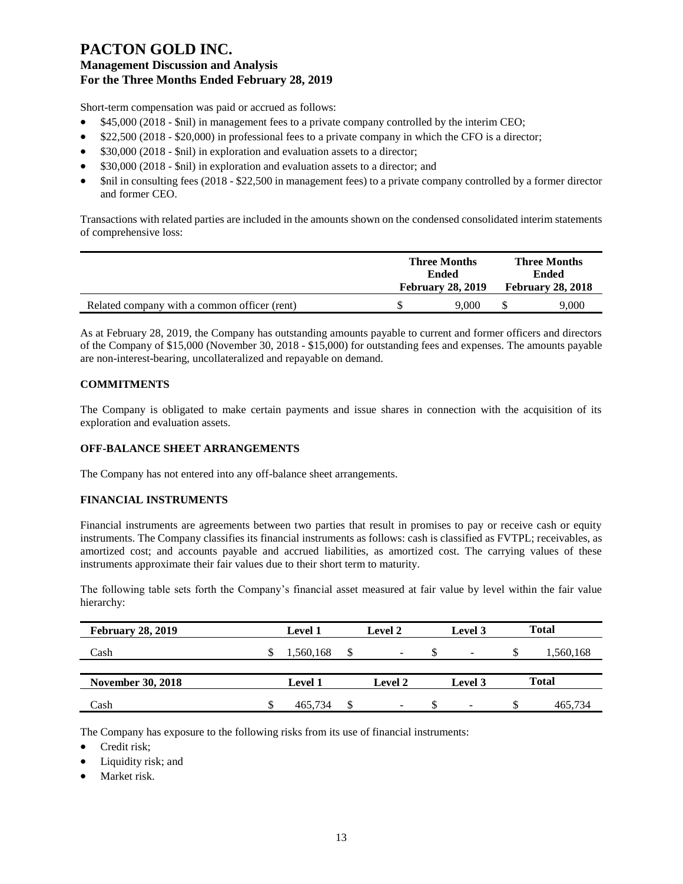Short-term compensation was paid or accrued as follows:

- $45,000 (2018 - $nil) in management fees to a private company controlled by the interim CEO;
- $22,500 (2018 - $20,000) in professional fees to a private company in which the CFO is a director;
- $30,000 (2018 - $nil) in exploration and evaluation assets to a director;
- $30,000 (2018 - $nil) in exploration and evaluation assets to a director; and
- $nil in consulting fees (2018 - $22,500 in management fees) to a private company controlled by a former director and former CEO.

Transactions with related parties are included in the amounts shown on the condensed consolidated interim statements of comprehensive loss:

| | Three Months Ended February 28, 2019 | Three Months Ended February 28, 2018 |
|---|---|---|
| Related company with a common officer (rent) | $ 9,000 | $ 9,000 |

As at February 28, 2019, the Company has outstanding amounts payable to current and former officers and directors of the Company of $15,000 (November 30, 2018 - $15,000) for outstanding fees and expenses. The amounts payable are non-interest-bearing, uncollateralized and repayable on demand.

## COMMITMENTS

The Company is obligated to make certain payments and issue shares in connection with the acquisition of its exploration and evaluation assets.

## OFF-BALANCE SHEET ARRANGEMENTS

The Company has not entered into any off-balance sheet arrangements.

## FINANCIAL INSTRUMENTS

Financial instruments are agreements between two parties that result in promises to pay or receive cash or equity instruments. The Company classifies its financial instruments as follows: cash is classified as FVTPL; receivables, as amortized cost; and accounts payable and accrued liabilities, as amortized cost. The carrying values of these instruments approximate their fair values due to their short term to maturity.

The following table sets forth the Company's financial asset measured at fair value by level within the fair value hierarchy:

| February 28, 2019 | Level 1 | Level 2 | Level 3 | Total |
|---|---|---|---|---|
| Cash | $ 1,560,168 | $ - | $ - | $ 1,560,168 |

| November 30, 2018 | Level 1 | Level 2 | Level 3 | Total |
|---|---|---|---|---|
| Cash | $ 465,734 | $ - | $ - | $ 465,734 |

The Company has exposure to the following risks from its use of financial instruments:

- Credit risk;
- Liquidity risk; and
- Market risk.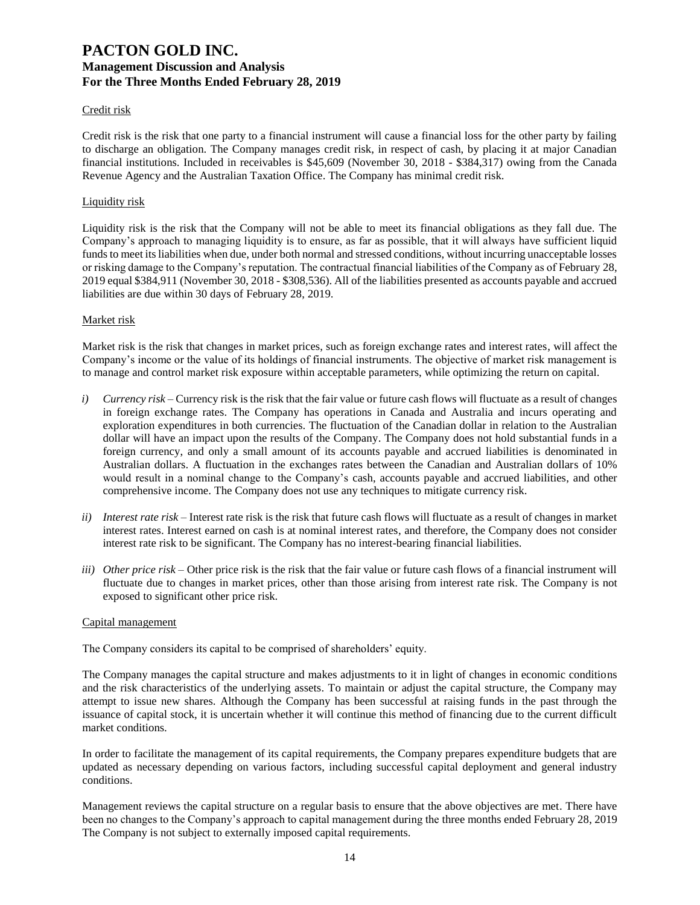#### Credit risk

Credit risk is the risk that one party to a financial instrument will cause a financial loss for the other party by failing to discharge an obligation. The Company manages credit risk, in respect of cash, by placing it at major Canadian financial institutions. Included in receivables is $45,609 (November 30, 2018 - $384,317) owing from the Canada Revenue Agency and the Australian Taxation Office. The Company has minimal credit risk.

#### Liquidity risk

Liquidity risk is the risk that the Company will not be able to meet its financial obligations as they fall due. The Company's approach to managing liquidity is to ensure, as far as possible, that it will always have sufficient liquid funds to meet its liabilities when due, under both normal and stressed conditions, without incurring unacceptable losses or risking damage to the Company's reputation. The contractual financial liabilities of the Company as of February 28, 2019 equal $384,911 (November 30, 2018 - $308,536). All of the liabilities presented as accounts payable and accrued liabilities are due within 30 days of February 28, 2019.

#### Market risk

Market risk is the risk that changes in market prices, such as foreign exchange rates and interest rates, will affect the Company's income or the value of its holdings of financial instruments. The objective of market risk management is to manage and control market risk exposure within acceptable parameters, while optimizing the return on capital.

*i) Currency risk* – Currency risk is the risk that the fair value or future cash flows will fluctuate as a result of changes in foreign exchange rates. The Company has operations in Canada and Australia and incurs operating and exploration expenditures in both currencies. The fluctuation of the Canadian dollar in relation to the Australian dollar will have an impact upon the results of the Company. The Company does not hold substantial funds in a foreign currency, and only a small amount of its accounts payable and accrued liabilities is denominated in Australian dollars. A fluctuation in the exchanges rates between the Canadian and Australian dollars of 10% would result in a nominal change to the Company's cash, accounts payable and accrued liabilities, and other comprehensive income. The Company does not use any techniques to mitigate currency risk.

*ii) Interest rate risk* – Interest rate risk is the risk that future cash flows will fluctuate as a result of changes in market interest rates. Interest earned on cash is at nominal interest rates, and therefore, the Company does not consider interest rate risk to be significant. The Company has no interest-bearing financial liabilities.

*iii) Other price risk* – Other price risk is the risk that the fair value or future cash flows of a financial instrument will fluctuate due to changes in market prices, other than those arising from interest rate risk. The Company is not exposed to significant other price risk.

#### Capital management

The Company considers its capital to be comprised of shareholders' equity.

The Company manages the capital structure and makes adjustments to it in light of changes in economic conditions and the risk characteristics of the underlying assets. To maintain or adjust the capital structure, the Company may attempt to issue new shares. Although the Company has been successful at raising funds in the past through the issuance of capital stock, it is uncertain whether it will continue this method of financing due to the current difficult market conditions.

In order to facilitate the management of its capital requirements, the Company prepares expenditure budgets that are updated as necessary depending on various factors, including successful capital deployment and general industry conditions.

Management reviews the capital structure on a regular basis to ensure that the above objectives are met. There have been no changes to the Company's approach to capital management during the three months ended February 28, 2019 The Company is not subject to externally imposed capital requirements.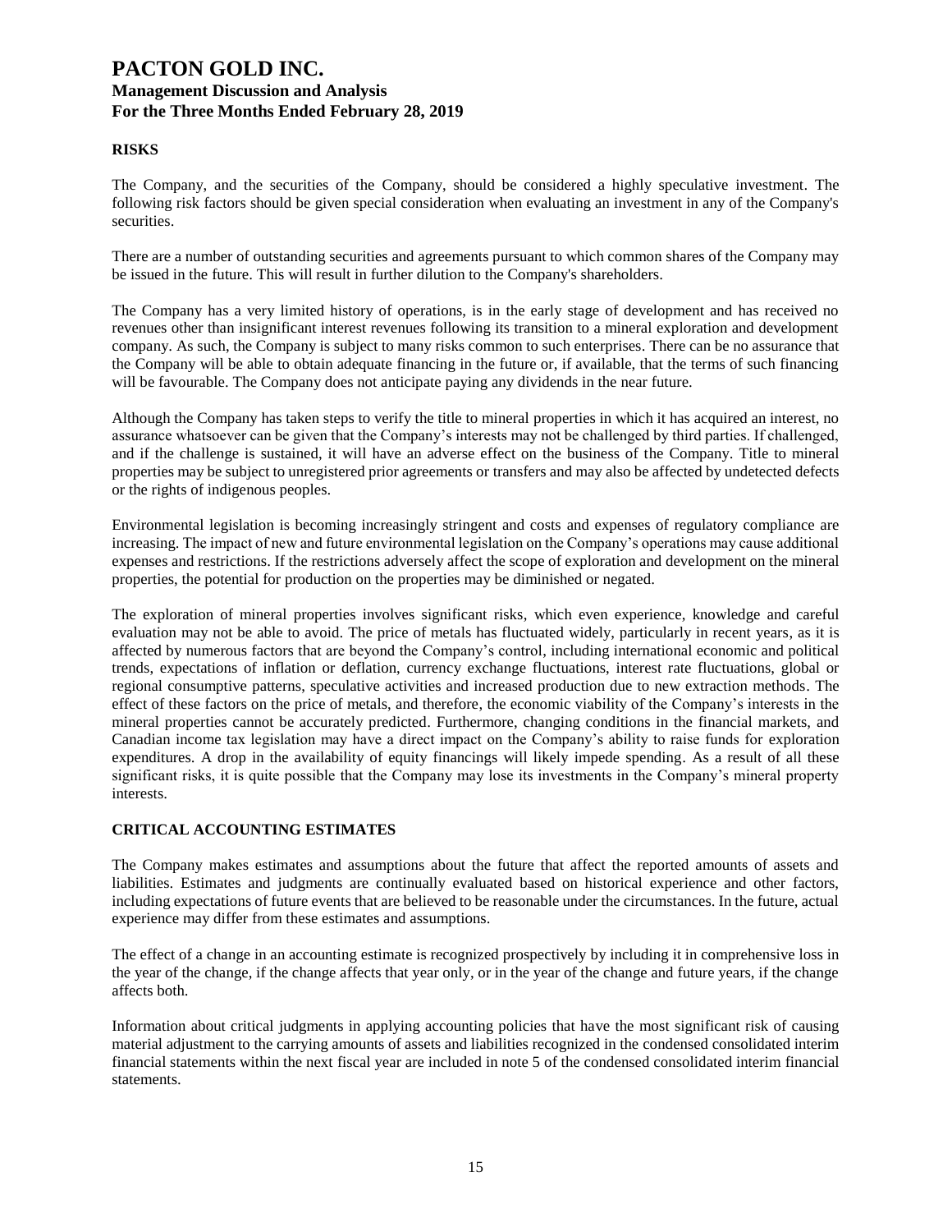## RISKS

The Company, and the securities of the Company, should be considered a highly speculative investment. The following risk factors should be given special consideration when evaluating an investment in any of the Company's securities.

There are a number of outstanding securities and agreements pursuant to which common shares of the Company may be issued in the future. This will result in further dilution to the Company's shareholders.

The Company has a very limited history of operations, is in the early stage of development and has received no revenues other than insignificant interest revenues following its transition to a mineral exploration and development company. As such, the Company is subject to many risks common to such enterprises. There can be no assurance that the Company will be able to obtain adequate financing in the future or, if available, that the terms of such financing will be favourable. The Company does not anticipate paying any dividends in the near future.

Although the Company has taken steps to verify the title to mineral properties in which it has acquired an interest, no assurance whatsoever can be given that the Company's interests may not be challenged by third parties. If challenged, and if the challenge is sustained, it will have an adverse effect on the business of the Company. Title to mineral properties may be subject to unregistered prior agreements or transfers and may also be affected by undetected defects or the rights of indigenous peoples.

Environmental legislation is becoming increasingly stringent and costs and expenses of regulatory compliance are increasing. The impact of new and future environmental legislation on the Company's operations may cause additional expenses and restrictions. If the restrictions adversely affect the scope of exploration and development on the mineral properties, the potential for production on the properties may be diminished or negated.

The exploration of mineral properties involves significant risks, which even experience, knowledge and careful evaluation may not be able to avoid. The price of metals has fluctuated widely, particularly in recent years, as it is affected by numerous factors that are beyond the Company's control, including international economic and political trends, expectations of inflation or deflation, currency exchange fluctuations, interest rate fluctuations, global or regional consumptive patterns, speculative activities and increased production due to new extraction methods. The effect of these factors on the price of metals, and therefore, the economic viability of the Company's interests in the mineral properties cannot be accurately predicted. Furthermore, changing conditions in the financial markets, and Canadian income tax legislation may have a direct impact on the Company's ability to raise funds for exploration expenditures. A drop in the availability of equity financings will likely impede spending. As a result of all these significant risks, it is quite possible that the Company may lose its investments in the Company's mineral property interests.

## CRITICAL ACCOUNTING ESTIMATES

The Company makes estimates and assumptions about the future that affect the reported amounts of assets and liabilities. Estimates and judgments are continually evaluated based on historical experience and other factors, including expectations of future events that are believed to be reasonable under the circumstances. In the future, actual experience may differ from these estimates and assumptions.

The effect of a change in an accounting estimate is recognized prospectively by including it in comprehensive loss in the year of the change, if the change affects that year only, or in the year of the change and future years, if the change affects both.

Information about critical judgments in applying accounting policies that have the most significant risk of causing material adjustment to the carrying amounts of assets and liabilities recognized in the condensed consolidated interim financial statements within the next fiscal year are included in note 5 of the condensed consolidated interim financial statements.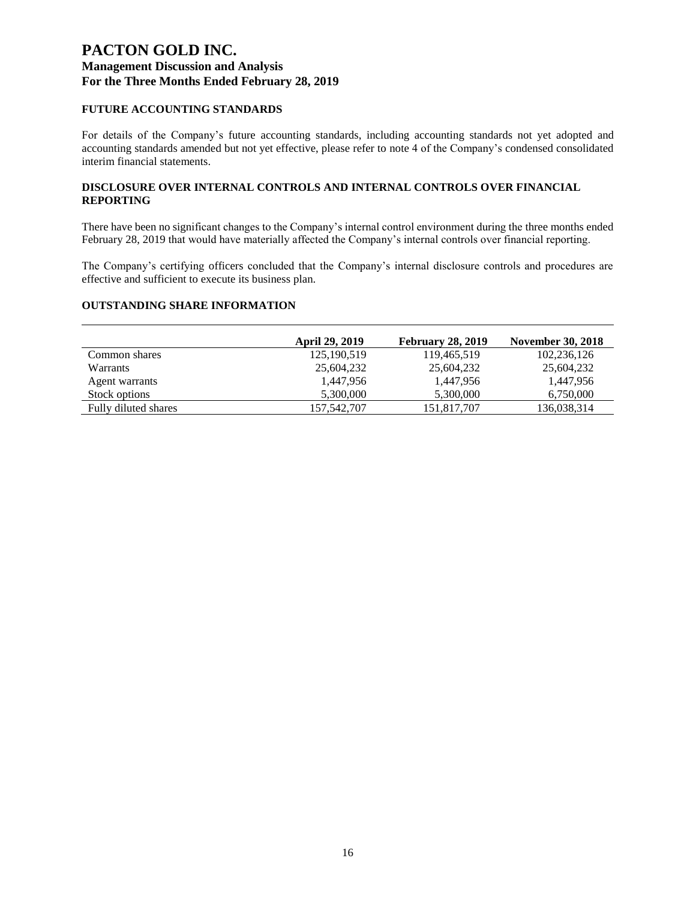## FUTURE ACCOUNTING STANDARDS

For details of the Company's future accounting standards, including accounting standards not yet adopted and accounting standards amended but not yet effective, please refer to note 4 of the Company's condensed consolidated interim financial statements.

## DISCLOSURE OVER INTERNAL CONTROLS AND INTERNAL CONTROLS OVER FINANCIAL REPORTING

There have been no significant changes to the Company's internal control environment during the three months ended February 28, 2019 that would have materially affected the Company's internal controls over financial reporting.

The Company's certifying officers concluded that the Company's internal disclosure controls and procedures are effective and sufficient to execute its business plan.

## OUTSTANDING SHARE INFORMATION

| | April 29, 2019 | February 28, 2019 | November 30, 2018 |
|---|---|---|---|
| Common shares | 125,190,519 | 119,465,519 | 102,236,126 |
| Warrants | 25,604,232 | 25,604,232 | 25,604,232 |
| Agent warrants | 1,447,956 | 1,447,956 | 1,447,956 |
| Stock options | 5,300,000 | 5,300,000 | 6,750,000 |
| Fully diluted shares | 157,542,707 | 151,817,707 | 136,038,314 |